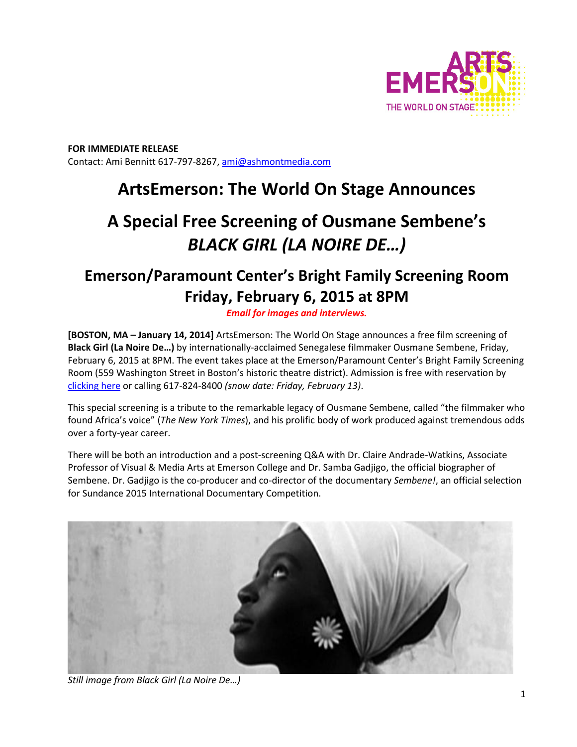**FOR IMMEDIATE RELEASE**
Contact: Ami Bennitt 617-797-8267, ami@ashmontmedia.com

# ArtsEmerson: The World On Stage Announces

# A Special Free Screening of Ousmane Sembene's *BLACK GIRL (LA NOIRE DE…)*

## Emerson/Paramount Center's Bright Family Screening Room Friday, February 6, 2015 at 8PM

***Email for images and interviews.***

**[BOSTON, MA – January 14, 2014]** ArtsEmerson: The World On Stage announces a free film screening of **Black Girl (La Noire De…)** by internationally-acclaimed Senegalese filmmaker Ousmane Sembene, Friday, February 6, 2015 at 8PM. The event takes place at the Emerson/Paramount Center's Bright Family Screening Room (559 Washington Street in Boston's historic theatre district). Admission is free with reservation by clicking here or calling 617-824-8400 *(snow date: Friday, February 13)*.

This special screening is a tribute to the remarkable legacy of Ousmane Sembene, called "the filmmaker who found Africa's voice" (*The New York Times*), and his prolific body of work produced against tremendous odds over a forty-year career.

There will be both an introduction and a post-screening Q&A with Dr. Claire Andrade-Watkins, Associate Professor of Visual & Media Arts at Emerson College and Dr. Samba Gadjigo, the official biographer of Sembene. Dr. Gadjigo is the co-producer and co-director of the documentary *Sembene!*, an official selection for Sundance 2015 International Documentary Competition.

*Still image from Black Girl (La Noire De…)*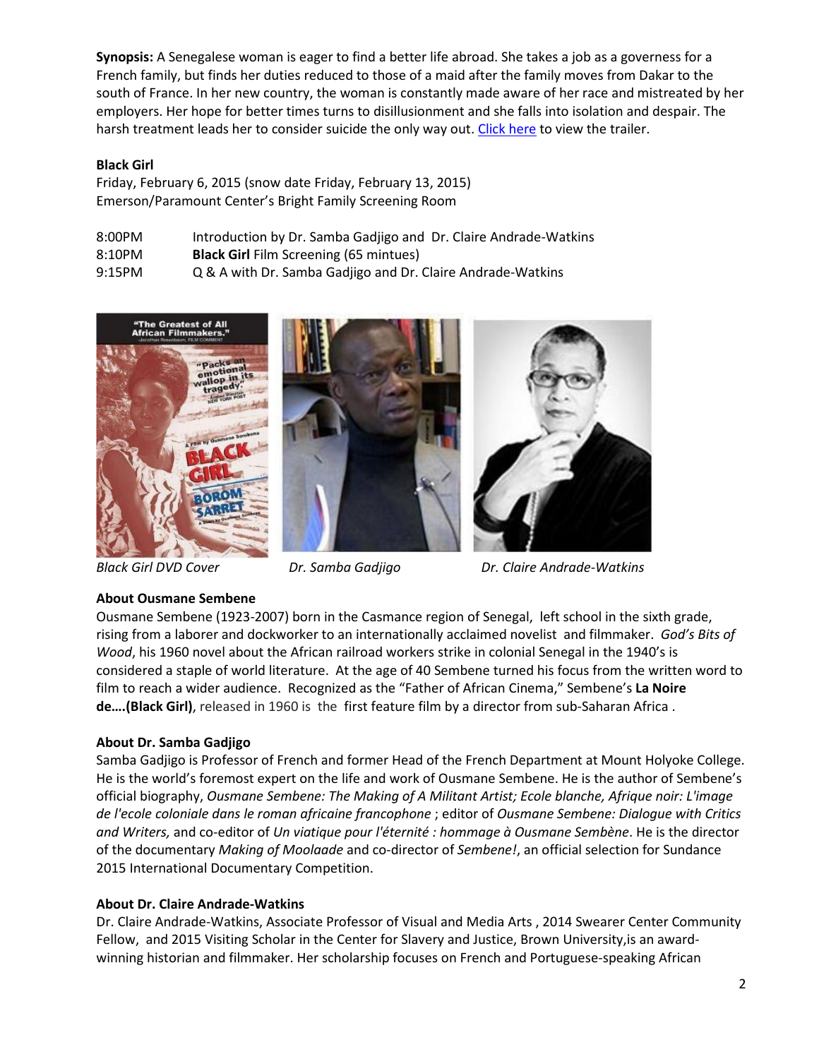**Synopsis:** A Senegalese woman is eager to find a better life abroad. She takes a job as a governess for a French family, but finds her duties reduced to those of a maid after the family moves from Dakar to the south of France. In her new country, the woman is constantly made aware of her race and mistreated by her employers. Her hope for better times turns to disillusionment and she falls into isolation and despair. The harsh treatment leads her to consider suicide the only way out. Click here to view the trailer.

**Black Girl**
Friday, February 6, 2015 (snow date Friday, February 13, 2015)
Emerson/Paramount Center's Bright Family Screening Room

| | |
|---|---|
| 8:00PM | Introduction by Dr. Samba Gadjigo and Dr. Claire Andrade-Watkins |
| 8:10PM | **Black Girl** Film Screening (65 mintues) |
| 9:15PM | Q & A with Dr. Samba Gadjigo and Dr. Claire Andrade-Watkins |

*Black Girl DVD Cover* *Dr. Samba Gadjigo* *Dr. Claire Andrade-Watkins*

**About Ousmane Sembene**
Ousmane Sembene (1923-2007) born in the Casmance region of Senegal, left school in the sixth grade, rising from a laborer and dockworker to an internationally acclaimed novelist and filmmaker. *God's Bits of Wood*, his 1960 novel about the African railroad workers strike in colonial Senegal in the 1940's is considered a staple of world literature. At the age of 40 Sembene turned his focus from the written word to film to reach a wider audience. Recognized as the "Father of African Cinema," Sembene's **La Noire de….(Black Girl)**, released in 1960 is the first feature film by a director from sub-Saharan Africa .

**About Dr. Samba Gadjigo**
Samba Gadjigo is Professor of French and former Head of the French Department at Mount Holyoke College. He is the world's foremost expert on the life and work of Ousmane Sembene. He is the author of Sembene's official biography, *Ousmane Sembene: The Making of A Militant Artist; Ecole blanche, Afrique noir: L'image de l'ecole coloniale dans le roman africaine francophone* ; editor of *Ousmane Sembene: Dialogue with Critics and Writers,* and co-editor of *Un viatique pour l'éternité : hommage à Ousmane Sembène*. He is the director of the documentary *Making of Moolaade* and co-director of *Sembene!*, an official selection for Sundance 2015 International Documentary Competition.

**About Dr. Claire Andrade-Watkins**
Dr. Claire Andrade-Watkins, Associate Professor of Visual and Media Arts , 2014 Swearer Center Community Fellow, and 2015 Visiting Scholar in the Center for Slavery and Justice, Brown University,is an award-winning historian and filmmaker. Her scholarship focuses on French and Portuguese-speaking African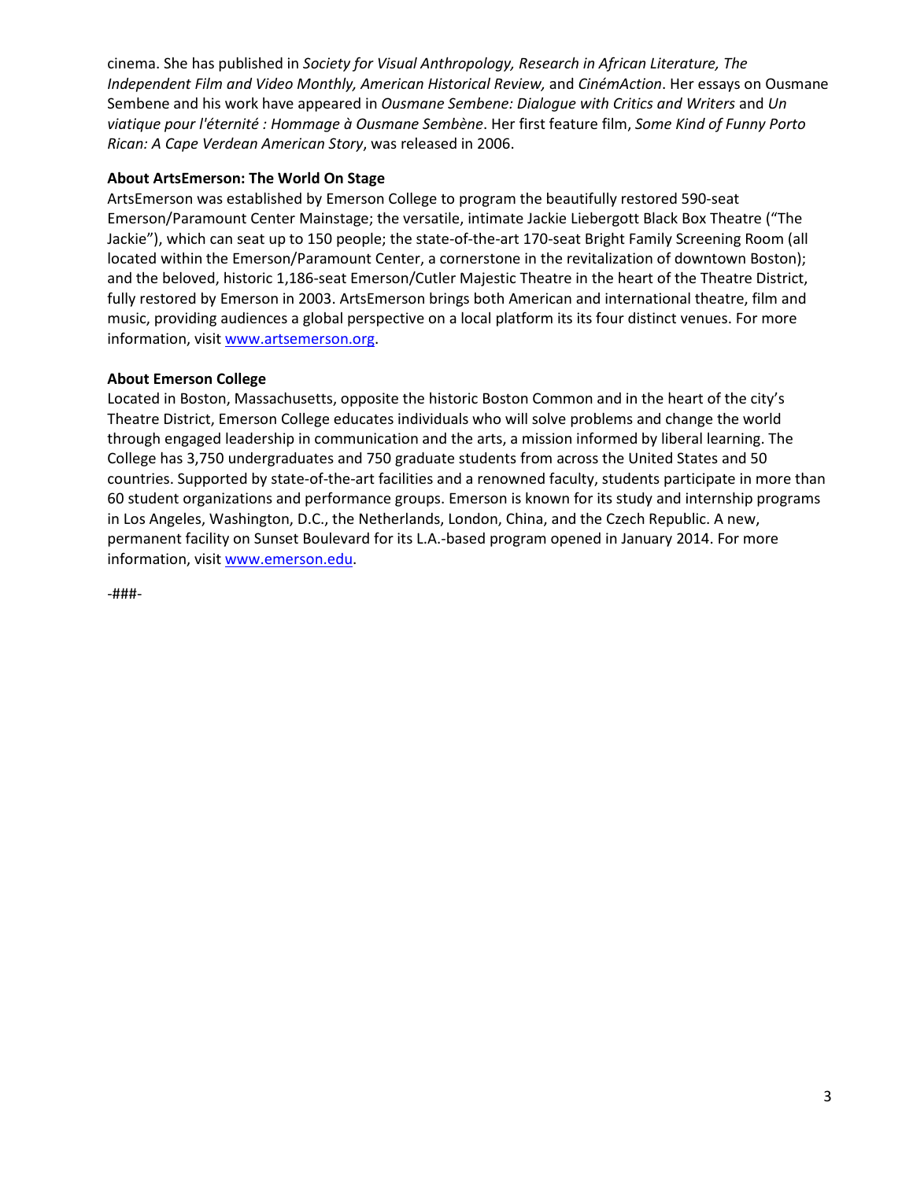cinema. She has published in *Society for Visual Anthropology, Research in African Literature, The Independent Film and Video Monthly, American Historical Review,* and *CinémAction*. Her essays on Ousmane Sembene and his work have appeared in *Ousmane Sembene: Dialogue with Critics and Writers* and *Un viatique pour l'éternité : Hommage à Ousmane Sembène*. Her first feature film, *Some Kind of Funny Porto Rican: A Cape Verdean American Story*, was released in 2006.

**About ArtsEmerson: The World On Stage**
ArtsEmerson was established by Emerson College to program the beautifully restored 590-seat Emerson/Paramount Center Mainstage; the versatile, intimate Jackie Liebergott Black Box Theatre ("The Jackie"), which can seat up to 150 people; the state-of-the-art 170-seat Bright Family Screening Room (all located within the Emerson/Paramount Center, a cornerstone in the revitalization of downtown Boston); and the beloved, historic 1,186-seat Emerson/Cutler Majestic Theatre in the heart of the Theatre District, fully restored by Emerson in 2003. ArtsEmerson brings both American and international theatre, film and music, providing audiences a global perspective on a local platform its its four distinct venues. For more information, visit [www.artsemerson.org](http://www.artsemerson.org).

**About Emerson College**
Located in Boston, Massachusetts, opposite the historic Boston Common and in the heart of the city's Theatre District, Emerson College educates individuals who will solve problems and change the world through engaged leadership in communication and the arts, a mission informed by liberal learning. The College has 3,750 undergraduates and 750 graduate students from across the United States and 50 countries. Supported by state-of-the-art facilities and a renowned faculty, students participate in more than 60 student organizations and performance groups. Emerson is known for its study and internship programs in Los Angeles, Washington, D.C., the Netherlands, London, China, and the Czech Republic. A new, permanent facility on Sunset Boulevard for its L.A.-based program opened in January 2014. For more information, visit [www.emerson.edu](http://www.emerson.edu).

-###-